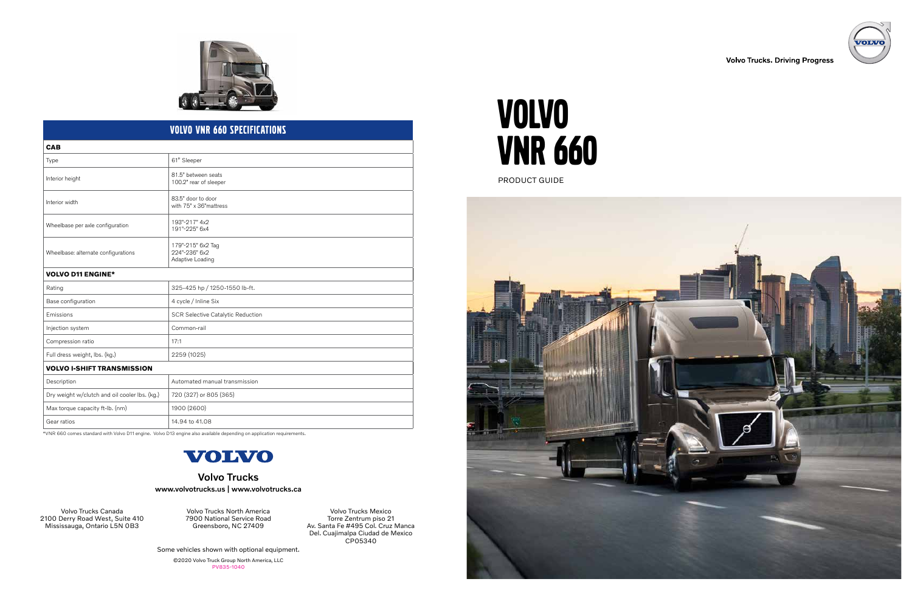Volvo Trucks. Driving Progress

# VOLVO VNR 660

PRODUCT GUIDE

## VOLVO VNR 660 SPECIFICATIONS

| **CAB** | |
|---|---|
| Type | 61" Sleeper |
| Interior height | 81.5" between seats<br>100.2" rear of sleeper |
| Interior width | 83.5" door to door<br>with 75" x 36"mattress |
| Wheelbase per axle configuration | 193"-217" 4x2<br>191"-225" 6x4 |
| Wheelbase: alternate configurations | 179"-215" 6x2 Tag<br>224"-236" 6x2<br>Adaptive Loading |
| **VOLVO D11 ENGINE*** | |
| Rating | 325-425 hp / 1250-1550 lb-ft. |
| Base configuration | 4 cycle / Inline Six |
| Emissions | SCR Selective Catalytic Reduction |
| Injection system | Common-rail |
| Compression ratio | 17:1 |
| Full dress weight, lbs. (kg.) | 2259 (1025) |
| **VOLVO I-SHIFT TRANSMISSION** | |
| Description | Automated manual transmission |
| Dry weight w/clutch and oil cooler lbs. (kg.) | 720 (327) or 805 (365) |
| Max torque capacity ft-lb. (nm) | 1900 (2600) |
| Gear ratios | 14.94 to 41.08 |

*VNR 660 comes standard with Volvo D11 engine. Volvo D13 engine also available depending on application requirements.

VOLVO

**Volvo Trucks**

**www.volvotrucks.us | www.volvotrucks.ca**

Volvo Trucks Canada
2100 Derry Road West, Suite 410
Mississauga, Ontario L5N 0B3

Volvo Trucks North America
7900 National Service Road
Greensboro, NC 27409

Volvo Trucks Mexico
Torre Zentrum piso 21
Av. Santa Fe #495 Col. Cruz Manca
Del. Cuajimalpa Ciudad de Mexico
CP05340

Some vehicles shown with optional equipment.

©2020 Volvo Truck Group North America, LLC

PV835-1040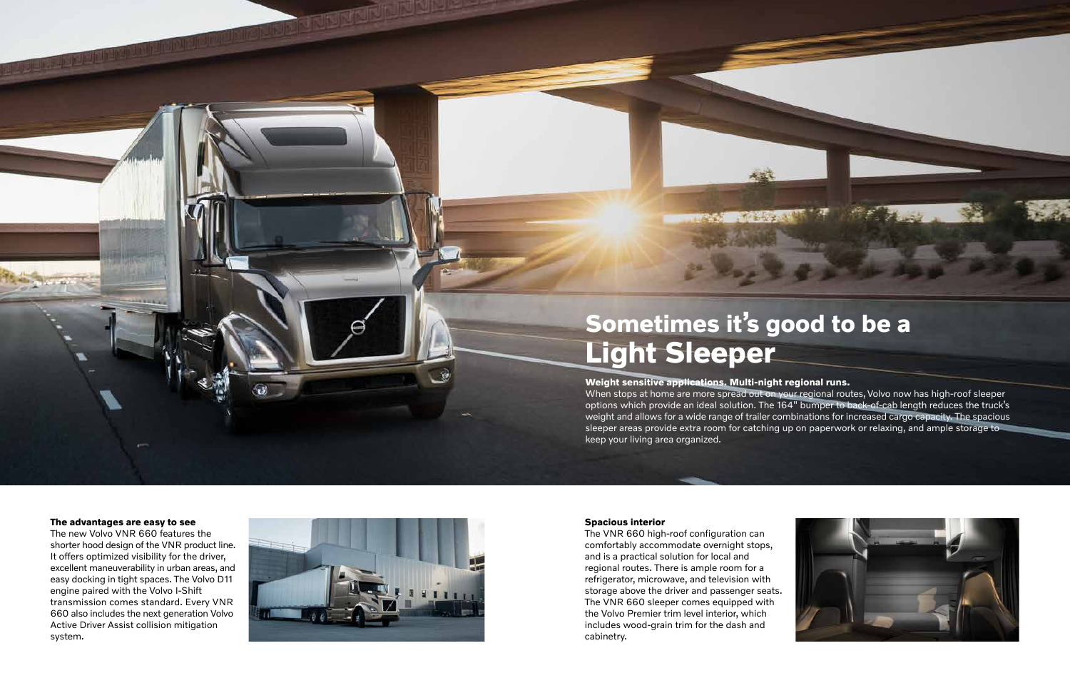# Sometimes it's good to be a Light Sleeper

**Weight sensitive applications. Multi-night regional runs.**

When stops at home are more spread out on your regional routes, Volvo now has high-roof sleeper options which provide an ideal solution. The 164" bumper to back-of-cab length reduces the truck's weight and allows for a wide range of trailer combinations for increased cargo capacity. The spacious sleeper areas provide extra room for catching up on paperwork or relaxing, and ample storage to keep your living area organized.

### The advantages are easy to see

The new Volvo VNR 660 features the shorter hood design of the VNR product line. It offers optimized visibility for the driver, excellent maneuverability in urban areas, and easy docking in tight spaces. The Volvo D11 engine paired with the Volvo I-Shift transmission comes standard. Every VNR 660 also includes the next generation Volvo Active Driver Assist collision mitigation system.

### Spacious interior

The VNR 660 high-roof configuration can comfortably accommodate overnight stops, and is a practical solution for local and regional routes. There is ample room for a refrigerator, microwave, and television with storage above the driver and passenger seats. The VNR 660 sleeper comes equipped with the Volvo Premier trim level interior, which includes wood-grain trim for the dash and cabinetry.